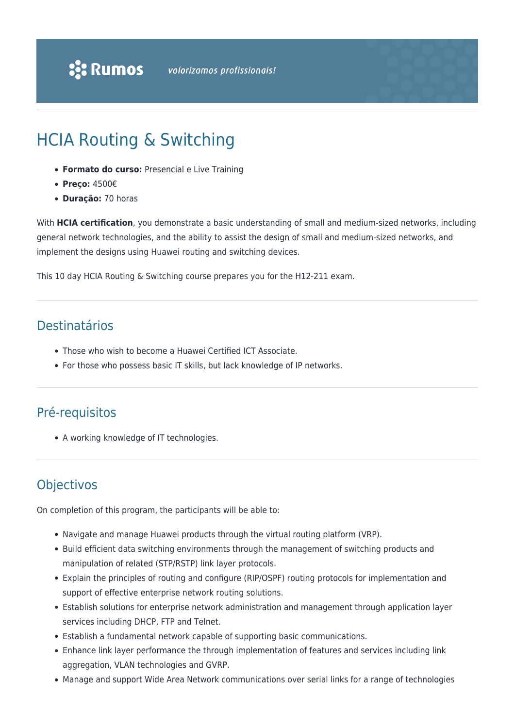# HCIA Routing & Switching

- **Formato do curso:** Presencial e Live Training
- **Preço:** 4500€
- **Duração:** 70 horas

With **HCIA certification**, you demonstrate a basic understanding of small and medium-sized networks, including general network technologies, and the ability to assist the design of small and medium-sized networks, and implement the designs using Huawei routing and switching devices.

This 10 day HCIA Routing & Switching course prepares you for the H12-211 exam.

## Destinatários

- Those who wish to become a Huawei Certified ICT Associate.
- For those who possess basic IT skills, but lack knowledge of IP networks.

## Pré-requisitos

- A working knowledge of IT technologies.

## Objectivos

On completion of this program, the participants will be able to:

- Navigate and manage Huawei products through the virtual routing platform (VRP).
- Build efficient data switching environments through the management of switching products and manipulation of related (STP/RSTP) link layer protocols.
- Explain the principles of routing and configure (RIP/OSPF) routing protocols for implementation and support of effective enterprise network routing solutions.
- Establish solutions for enterprise network administration and management through application layer services including DHCP, FTP and Telnet.
- Establish a fundamental network capable of supporting basic communications.
- Enhance link layer performance the through implementation of features and services including link aggregation, VLAN technologies and GVRP.
- Manage and support Wide Area Network communications over serial links for a range of technologies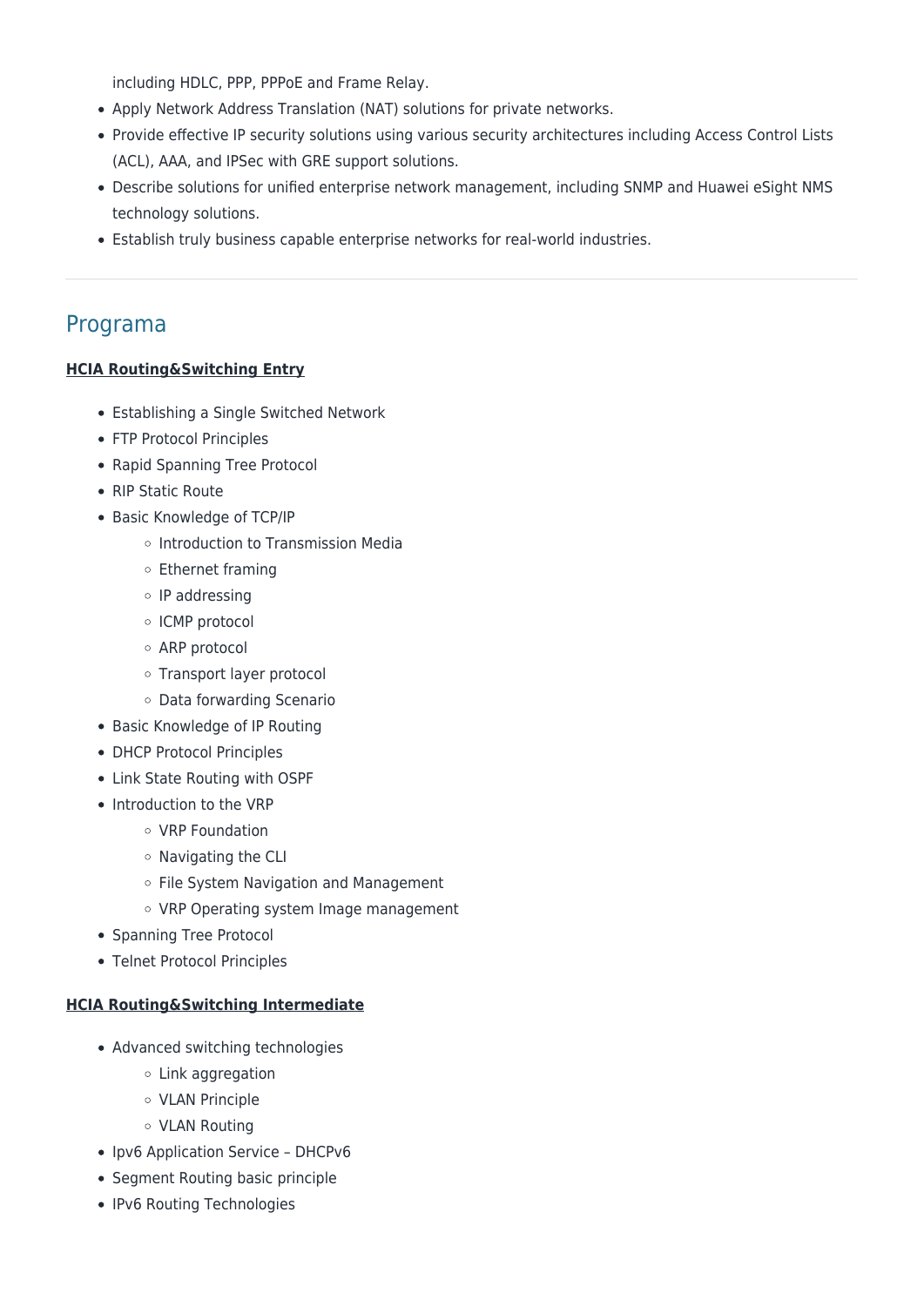including HDLC, PPP, PPPoE and Frame Relay.

- Apply Network Address Translation (NAT) solutions for private networks.
- Provide effective IP security solutions using various security architectures including Access Control Lists (ACL), AAA, and IPSec with GRE support solutions.
- Describe solutions for unified enterprise network management, including SNMP and Huawei eSight NMS technology solutions.
- Establish truly business capable enterprise networks for real-world industries.

---

## Programa

**HCIA Routing&Switching Entry**

- Establishing a Single Switched Network
- FTP Protocol Principles
- Rapid Spanning Tree Protocol
- RIP Static Route
- Basic Knowledge of TCP/IP
  - Introduction to Transmission Media
  - Ethernet framing
  - IP addressing
  - ICMP protocol
  - ARP protocol
  - Transport layer protocol
  - Data forwarding Scenario
- Basic Knowledge of IP Routing
- DHCP Protocol Principles
- Link State Routing with OSPF
- Introduction to the VRP
  - VRP Foundation
  - Navigating the CLI
  - File System Navigation and Management
  - VRP Operating system Image management
- Spanning Tree Protocol
- Telnet Protocol Principles

**HCIA Routing&Switching Intermediate**

- Advanced switching technologies
  - Link aggregation
  - VLAN Principle
  - VLAN Routing
- Ipv6 Application Service – DHCPv6
- Segment Routing basic principle
- IPv6 Routing Technologies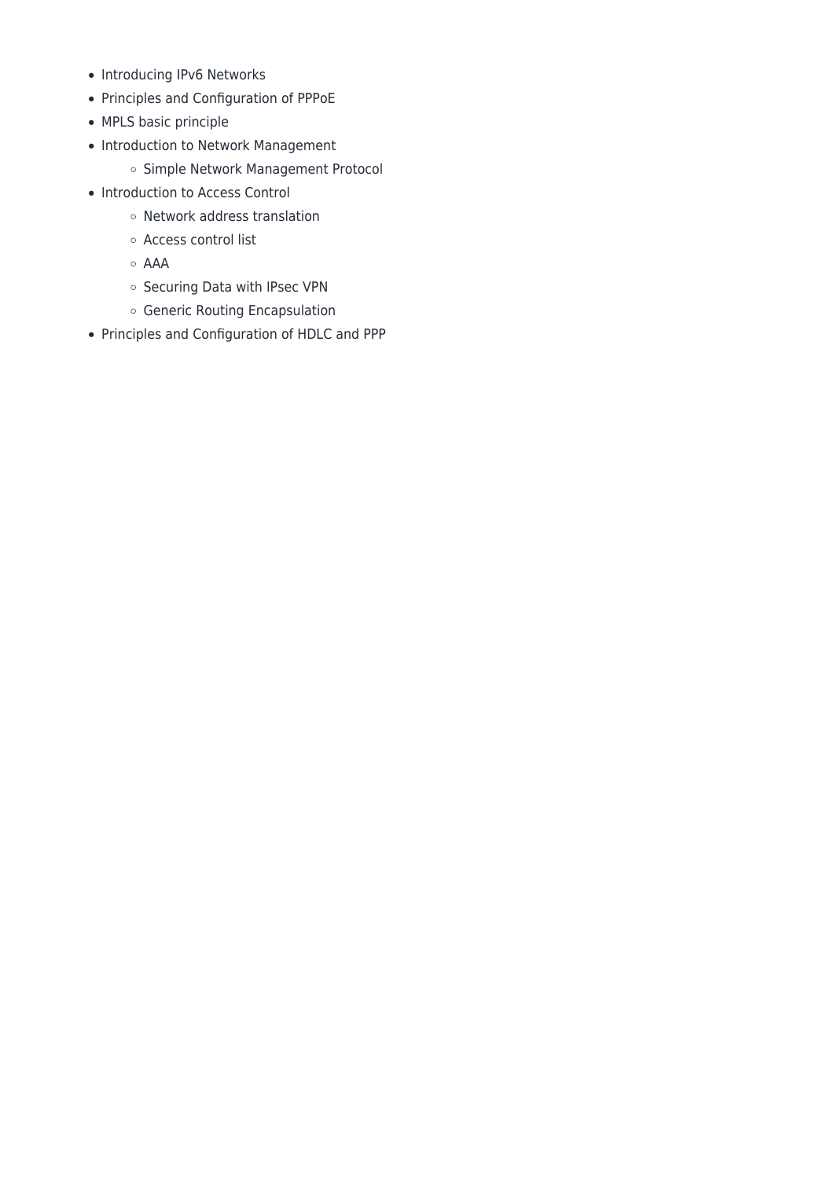- Introducing IPv6 Networks
- Principles and Configuration of PPPoE
- MPLS basic principle
- Introduction to Network Management
    - Simple Network Management Protocol
- Introduction to Access Control
    - Network address translation
    - Access control list
    - AAA
    - Securing Data with IPsec VPN
    - Generic Routing Encapsulation
- Principles and Configuration of HDLC and PPP